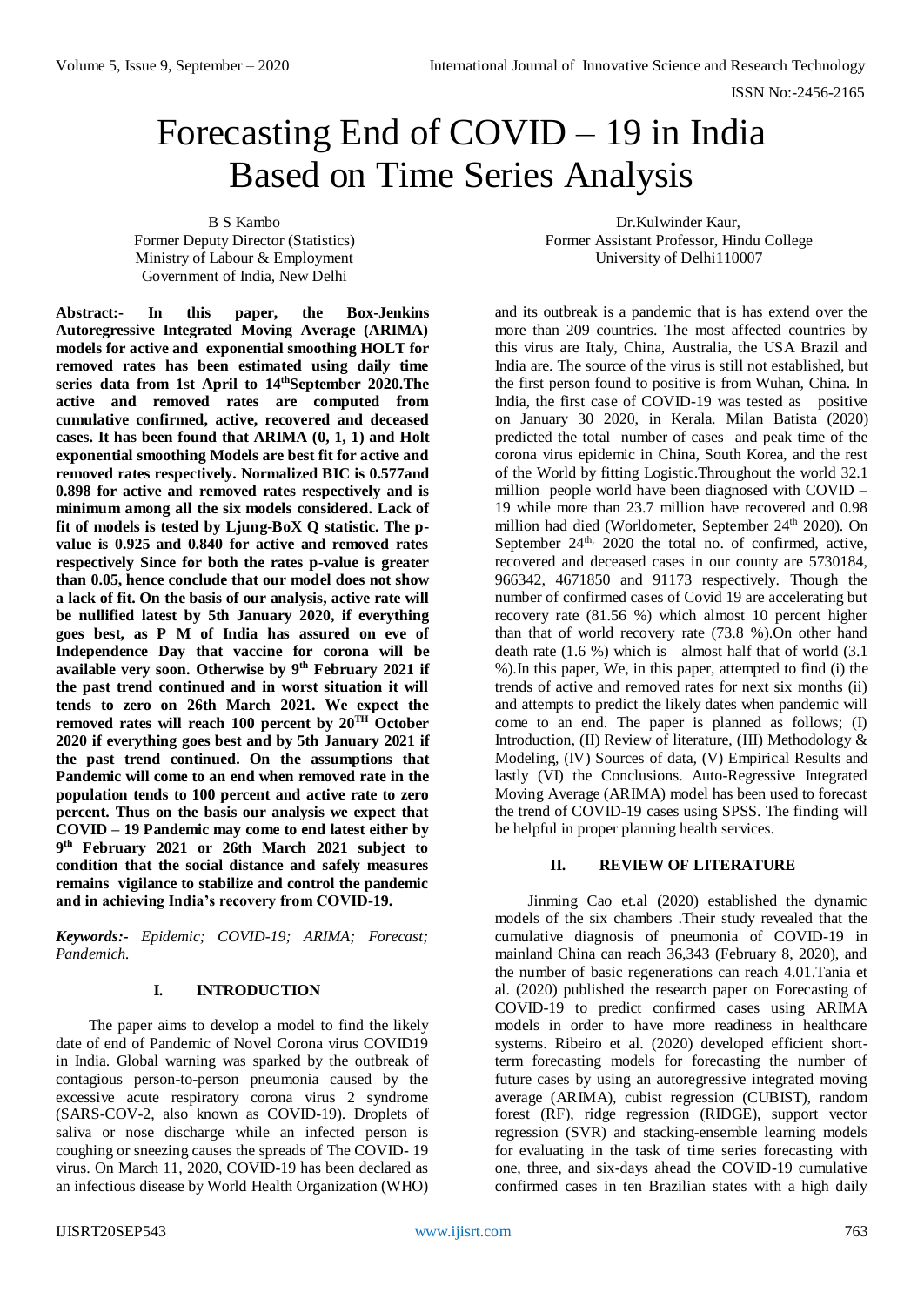# Forecasting End of COVID – 19 in India Based on Time Series Analysis

B S Kambo
Former Deputy Director (Statistics)
Ministry of Labour & Employment
Government of India, New Delhi

Dr.Kulwinder Kaur,
Former Assistant Professor, Hindu College
University of Delhi110007

**Abstract:- In this paper, the Box-Jenkins Autoregressive Integrated Moving Average (ARIMA) models for active and exponential smoothing HOLT for removed rates has been estimated using daily time series data from 1st April to 14thSeptember 2020.The active and removed rates are computed from cumulative confirmed, active, recovered and deceased cases. It has been found that ARIMA (0, 1, 1) and Holt exponential smoothing Models are best fit for active and removed rates respectively. Normalized BIC is 0.577and 0.898 for active and removed rates respectively and is minimum among all the six models considered. Lack of fit of models is tested by Ljung-BoX Q statistic. The p-value is 0.925 and 0.840 for active and removed rates respectively Since for both the rates p-value is greater than 0.05, hence conclude that our model does not show a lack of fit. On the basis of our analysis, active rate will be nullified latest by 5th January 2020, if everything goes best, as P M of India has assured on eve of Independence Day that vaccine for corona will be available very soon. Otherwise by 9th February 2021 if the past trend continued and in worst situation it will tends to zero on 26th March 2021. We expect the removed rates will reach 100 percent by 20TH October 2020 if everything goes best and by 5th January 2021 if the past trend continued. On the assumptions that Pandemic will come to an end when removed rate in the population tends to 100 percent and active rate to zero percent. Thus on the basis our analysis we expect that COVID – 19 Pandemic may come to end latest either by 9th February 2021 or 26th March 2021 subject to condition that the social distance and safely measures remains vigilance to stabilize and control the pandemic and in achieving India's recovery from COVID-19.**

***Keywords:-** Epidemic; COVID-19; ARIMA; Forecast; Pandemich.*

## I. INTRODUCTION

The paper aims to develop a model to find the likely date of end of Pandemic of Novel Corona virus COVID19 in India. Global warning was sparked by the outbreak of contagious person-to-person pneumonia caused by the excessive acute respiratory corona virus 2 syndrome (SARS-COV-2, also known as COVID-19). Droplets of saliva or nose discharge while an infected person is coughing or sneezing causes the spreads of The COVID- 19 virus. On March 11, 2020, COVID-19 has been declared as an infectious disease by World Health Organization (WHO) and its outbreak is a pandemic that is has extend over the more than 209 countries. The most affected countries by this virus are Italy, China, Australia, the USA Brazil and India are. The source of the virus is still not established, but the first person found to positive is from Wuhan, China. In India, the first case of COVID-19 was tested as positive on January 30 2020, in Kerala. Milan Batista (2020) predicted the total number of cases and peak time of the corona virus epidemic in China, South Korea, and the rest of the World by fitting Logistic.Throughout the world 32.1 million people world have been diagnosed with COVID – 19 while more than 23.7 million have recovered and 0.98 million had died (Worldometer, September 24th 2020). On September 24th, 2020 the total no. of confirmed, active, recovered and deceased cases in our county are 5730184, 966342, 4671850 and 91173 respectively. Though the number of confirmed cases of Covid 19 are accelerating but recovery rate (81.56 %) which almost 10 percent higher than that of world recovery rate (73.8 %).On other hand death rate (1.6 %) which is almost half that of world (3.1 %).In this paper, We, in this paper, attempted to find (i) the trends of active and removed rates for next six months (ii) and attempts to predict the likely dates when pandemic will come to an end. The paper is planned as follows; (I) Introduction, (II) Review of literature, (III) Methodology & Modeling, (IV) Sources of data, (V) Empirical Results and lastly (VI) the Conclusions. Auto-Regressive Integrated Moving Average (ARIMA) model has been used to forecast the trend of COVID-19 cases using SPSS. The finding will be helpful in proper planning health services.

## II. REVIEW OF LITERATURE

Jinming Cao et.al (2020) established the dynamic models of the six chambers .Their study revealed that the cumulative diagnosis of pneumonia of COVID-19 in mainland China can reach 36,343 (February 8, 2020), and the number of basic regenerations can reach 4.01.Tania et al. (2020) published the research paper on Forecasting of COVID-19 to predict confirmed cases using ARIMA models in order to have more readiness in healthcare systems. Ribeiro et al. (2020) developed efficient short-term forecasting models for forecasting the number of future cases by using an autoregressive integrated moving average (ARIMA), cubist regression (CUBIST), random forest (RF), ridge regression (RIDGE), support vector regression (SVR) and stacking-ensemble learning models for evaluating in the task of time series forecasting with one, three, and six-days ahead the COVID-19 cumulative confirmed cases in ten Brazilian states with a high daily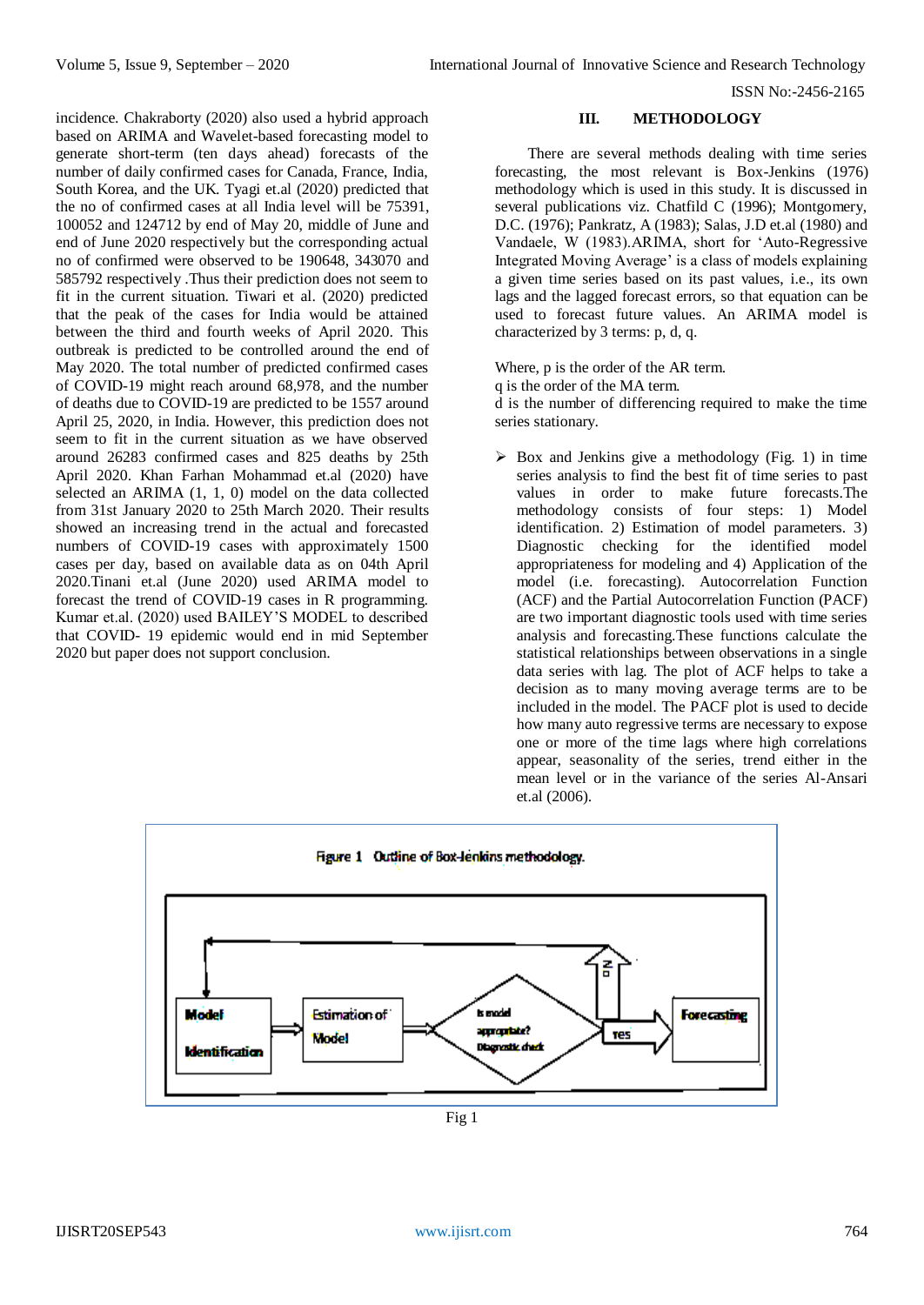incidence. Chakraborty (2020) also used a hybrid approach based on ARIMA and Wavelet-based forecasting model to generate short-term (ten days ahead) forecasts of the number of daily confirmed cases for Canada, France, India, South Korea, and the UK. Tyagi et.al (2020) predicted that the no of confirmed cases at all India level will be 75391, 100052 and 124712 by end of May 20, middle of June and end of June 2020 respectively but the corresponding actual no of confirmed were observed to be 190648, 343070 and 585792 respectively .Thus their prediction does not seem to fit in the current situation. Tiwari et al. (2020) predicted that the peak of the cases for India would be attained between the third and fourth weeks of April 2020. This outbreak is predicted to be controlled around the end of May 2020. The total number of predicted confirmed cases of COVID-19 might reach around 68,978, and the number of deaths due to COVID-19 are predicted to be 1557 around April 25, 2020, in India. However, this prediction does not seem to fit in the current situation as we have observed around 26283 confirmed cases and 825 deaths by 25th April 2020. Khan Farhan Mohammad et.al (2020) have selected an ARIMA (1, 1, 0) model on the data collected from 31st January 2020 to 25th March 2020. Their results showed an increasing trend in the actual and forecasted numbers of COVID-19 cases with approximately 1500 cases per day, based on available data as on 04th April 2020.Tinani et.al (June 2020) used ARIMA model to forecast the trend of COVID-19 cases in R programming. Kumar et.al. (2020) used BAILEY'S MODEL to described that COVID- 19 epidemic would end in mid September 2020 but paper does not support conclusion.

## III. METHODOLOGY

There are several methods dealing with time series forecasting, the most relevant is Box-Jenkins (1976) methodology which is used in this study. It is discussed in several publications viz. Chatfild C (1996); Montgomery, D.C. (1976); Pankratz, A (1983); Salas, J.D et.al (1980) and Vandaele, W (1983).ARIMA, short for 'Auto-Regressive Integrated Moving Average' is a class of models explaining a given time series based on its past values, i.e., its own lags and the lagged forecast errors, so that equation can be used to forecast future values. An ARIMA model is characterized by 3 terms: p, d, q.

Where, p is the order of the AR term.
q is the order of the MA term.
d is the number of differencing required to make the time series stationary.

- Box and Jenkins give a methodology (Fig. 1) in time series analysis to find the best fit of time series to past values in order to make future forecasts.The methodology consists of four steps: 1) Model identification. 2) Estimation of model parameters. 3) Diagnostic checking for the identified model appropriateness for modeling and 4) Application of the model (i.e. forecasting). Autocorrelation Function (ACF) and the Partial Autocorrelation Function (PACF) are two important diagnostic tools used with time series analysis and forecasting.These functions calculate the statistical relationships between observations in a single data series with lag. The plot of ACF helps to take a decision as to many moving average terms are to be included in the model. The PACF plot is used to decide how many auto regressive terms are necessary to expose one or more of the time lags where high correlations appear, seasonality of the series, trend either in the mean level or in the variance of the series Al-Ansari et.al (2006).

Figure 1 Outline of Box-Jenkins methodology.

```
Model Identification --> Estimation of Model --> Is model appropriate? Diagnostic check --Yes--> Forecasting
        ^                                                   |
        |-------------------------- No ---------------------|
```

Fig 1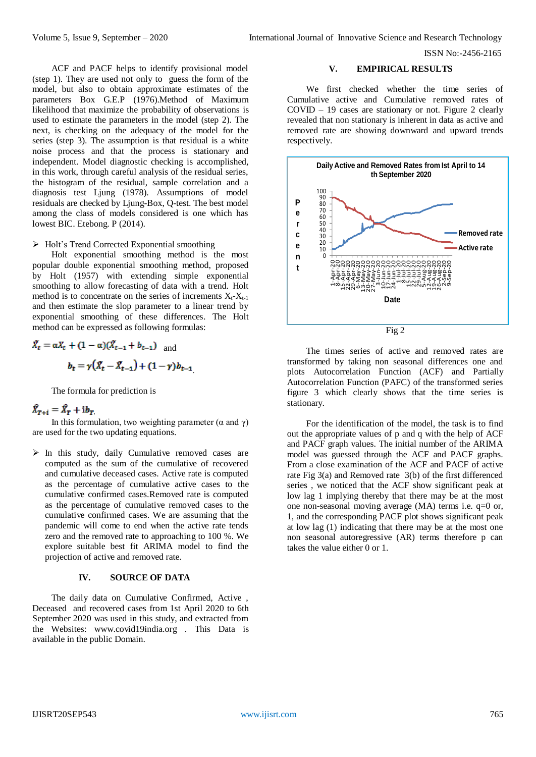ACF and PACF helps to identify provisional model (step 1). They are used not only to guess the form of the model, but also to obtain approximate estimates of the parameters Box G.E.P (1976).Method of Maximum likelihood that maximize the probability of observations is used to estimate the parameters in the model (step 2). The next, is checking on the adequacy of the model for the series (step 3). The assumption is that residual is a white noise process and that the process is stationary and independent. Model diagnostic checking is accomplished, in this work, through careful analysis of the residual series, the histogram of the residual, sample correlation and a diagnosis test Ljung (1978). Assumptions of model residuals are checked by Ljung-Box, Q-test. The best model among the class of models considered is one which has lowest BIC. Etebong. P (2014).

- Holt's Trend Corrected Exponential smoothing

Holt exponential smoothing method is the most popular double exponential smoothing method, proposed by Holt (1957) with extending simple exponential smoothing to allow forecasting of data with a trend. Holt method is to concentrate on the series of increments $X_t$-$X_{t-1}$ and then estimate the slop parameter to a linear trend by exponential smoothing of these differences. The Holt method can be expressed as following formulas:

$$\hat{X}_t = \alpha X_t + (1-\alpha)(\hat{X}_{t-1} + b_{t-1})$$ and

$$b_t = \gamma(\hat{X}_t - \hat{X}_{t-1}) + (1-\gamma)b_{t-1}$$

The formula for prediction is

$$\hat{X}_{T+i} = \hat{X}_T + i b_T$$

In this formulation, two weighting parameter ($\alpha$ and $\gamma$) are used for the two updating equations.

- In this study, daily Cumulative removed cases are computed as the sum of the cumulative of recovered and cumulative deceased cases. Active rate is computed as the percentage of cumulative active cases to the cumulative confirmed cases.Removed rate is computed as the percentage of cumulative removed cases to the cumulative confirmed cases. We are assuming that the pandemic will come to end when the active rate tends zero and the removed rate to approaching to 100 %. We explore suitable best fit ARIMA model to find the projection of active and removed rate.

## IV. SOURCE OF DATA

The daily data on Cumulative Confirmed, Active , Deceased and recovered cases from 1st April 2020 to 6th September 2020 was used in this study, and extracted from the Websites: www.covid19india.org . This Data is available in the public Domain.

## V. EMPIRICAL RESULTS

We first checked whether the time series of Cumulative active and Cumulative removed rates of COVID – 19 cases are stationary or not. Figure 2 clearly revealed that non stationary is inherent in data as active and removed rate are showing downward and upward trends respectively.

Fig 2

The times series of active and removed rates are transformed by taking non seasonal differences one and plots Autocorrelation Function (ACF) and Partially Autocorrelation Function (PAFC) of the transformed series figure 3 which clearly shows that the time series is stationary.

For the identification of the model, the task is to find out the appropriate values of p and q with the help of ACF and PACF graph values. The initial number of the ARIMA model was guessed through the ACF and PACF graphs. From a close examination of the ACF and PACF of active rate Fig 3(a) and Removed rate 3(b) of the first differenced series , we noticed that the ACF show significant peak at low lag 1 implying thereby that there may be at the most one non-seasonal moving average (MA) terms i.e. q=0 or, 1, and the corresponding PACF plot shows significant peak at low lag (1) indicating that there may be at the most one non seasonal autoregressive (AR) terms therefore p can takes the value either 0 or 1.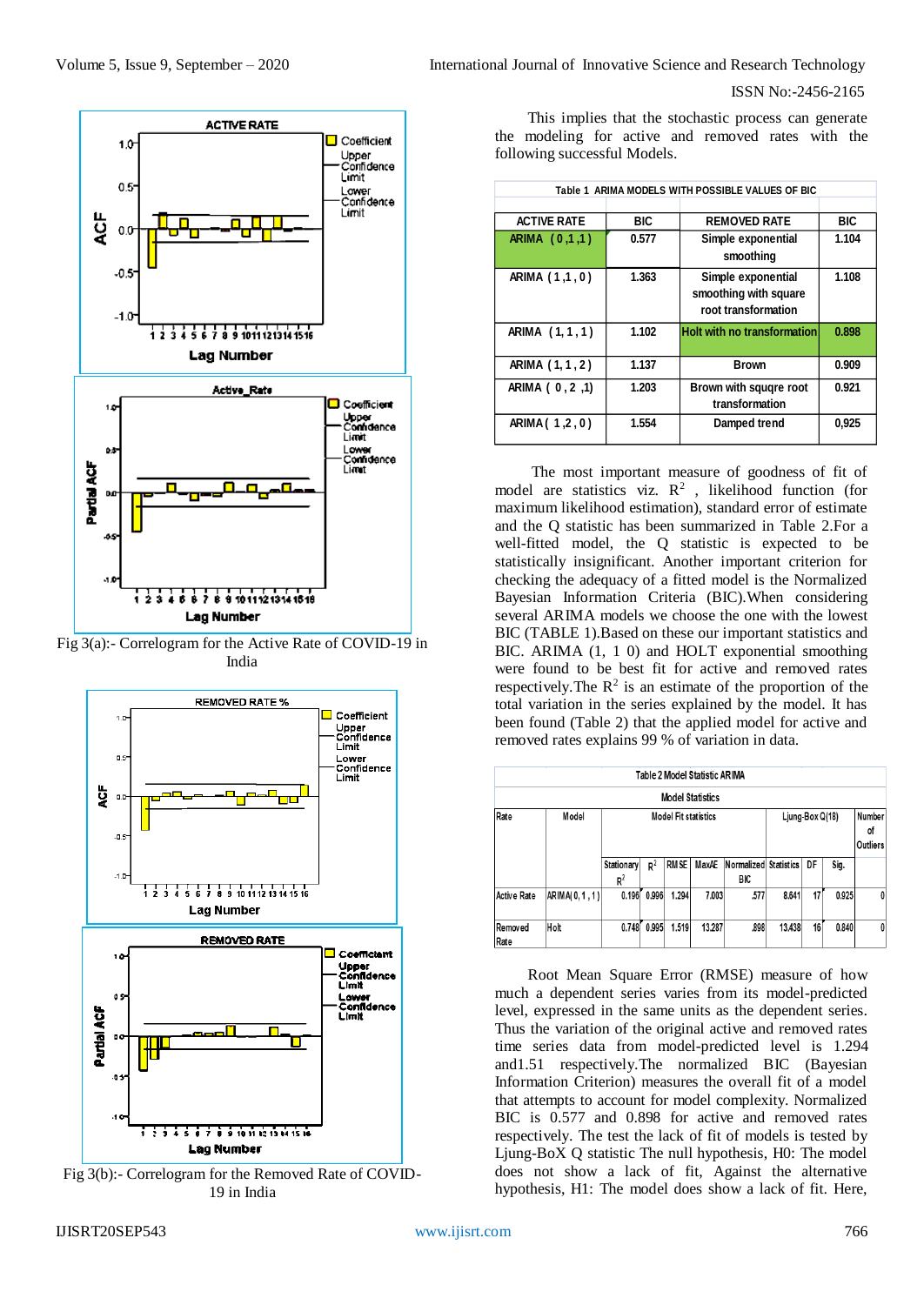Fig 3(a):- Correlogram for the Active Rate of COVID-19 in India

Fig 3(b):- Correlogram for the Removed Rate of COVID-19 in India

This implies that the stochastic process can generate the modeling for active and removed rates with the following successful Models.

Table 1 ARIMA MODELS WITH POSSIBLE VALUES OF BIC

| ACTIVE RATE | BIC | REMOVED RATE | BIC |
|---|---|---|---|
| ARIMA (0,1,1) | 0.577 | Simple exponential smoothing | 1.104 |
| ARIMA (1,1,0) | 1.363 | Simple exponential smoothing with square root transformation | 1.108 |
| ARIMA (1,1,1) | 1.102 | Holt with no transformation | 0.898 |
| ARIMA (1,1,2) | 1.137 | Brown | 0.909 |
| ARIMA (0,2,1) | 1.203 | Brown with suqure root transformation | 0.921 |
| ARIMA (1,2,0) | 1.554 | Damped trend | 0,925 |

The most important measure of goodness of fit of model are statistics viz. $R^2$ , likelihood function (for maximum likelihood estimation), standard error of estimate and the Q statistic has been summarized in Table 2.For a well-fitted model, the Q statistic is expected to be statistically insignificant. Another important criterion for checking the adequacy of a fitted model is the Normalized Bayesian Information Criteria (BIC).When considering several ARIMA models we choose the one with the lowest BIC (TABLE 1).Based on these our important statistics and BIC. ARIMA (1, 1 0) and HOLT exponential smoothing were found to be best fit for active and removed rates respectively.The $R^2$ is an estimate of the proportion of the total variation in the series explained by the model. It has been found (Table 2) that the applied model for active and removed rates explains 99 % of variation in data.

Table 2 Model Statistic ARIMA

Model Statistics

| Rate | Model | Model Fit statistics | | | | | Ljung-Box Q(18) | | | Number of Outliers |
|---|---|---|---|---|---|---|---|---|---|---|
| | | Stationary $R^2$ | $R^2$ | RMSE | MaxAE | Normalized BIC | Statistics | DF | Sig. | |
| Active Rate | ARIMA(0,1,1) | 0.196 | 0.996 | 1.294 | 7.003 | .577 | 8.641 | 17 | 0.925 | 0 |
| Removed Rate | Holt | 0.748 | 0.995 | 1.519 | 13.287 | .898 | 13.438 | 16 | 0.840 | 0 |

Root Mean Square Error (RMSE) measure of how much a dependent series varies from its model-predicted level, expressed in the same units as the dependent series. Thus the variation of the original active and removed rates time series data from model-predicted level is 1.294 and1.51 respectively.The normalized BIC (Bayesian Information Criterion) measures the overall fit of a model that attempts to account for model complexity. Normalized BIC is 0.577 and 0.898 for active and removed rates respectively. The test the lack of fit of models is tested by Ljung-BoX Q statistic The null hypothesis, H0: The model does not show a lack of fit, Against the alternative hypothesis, H1: The model does show a lack of fit. Here,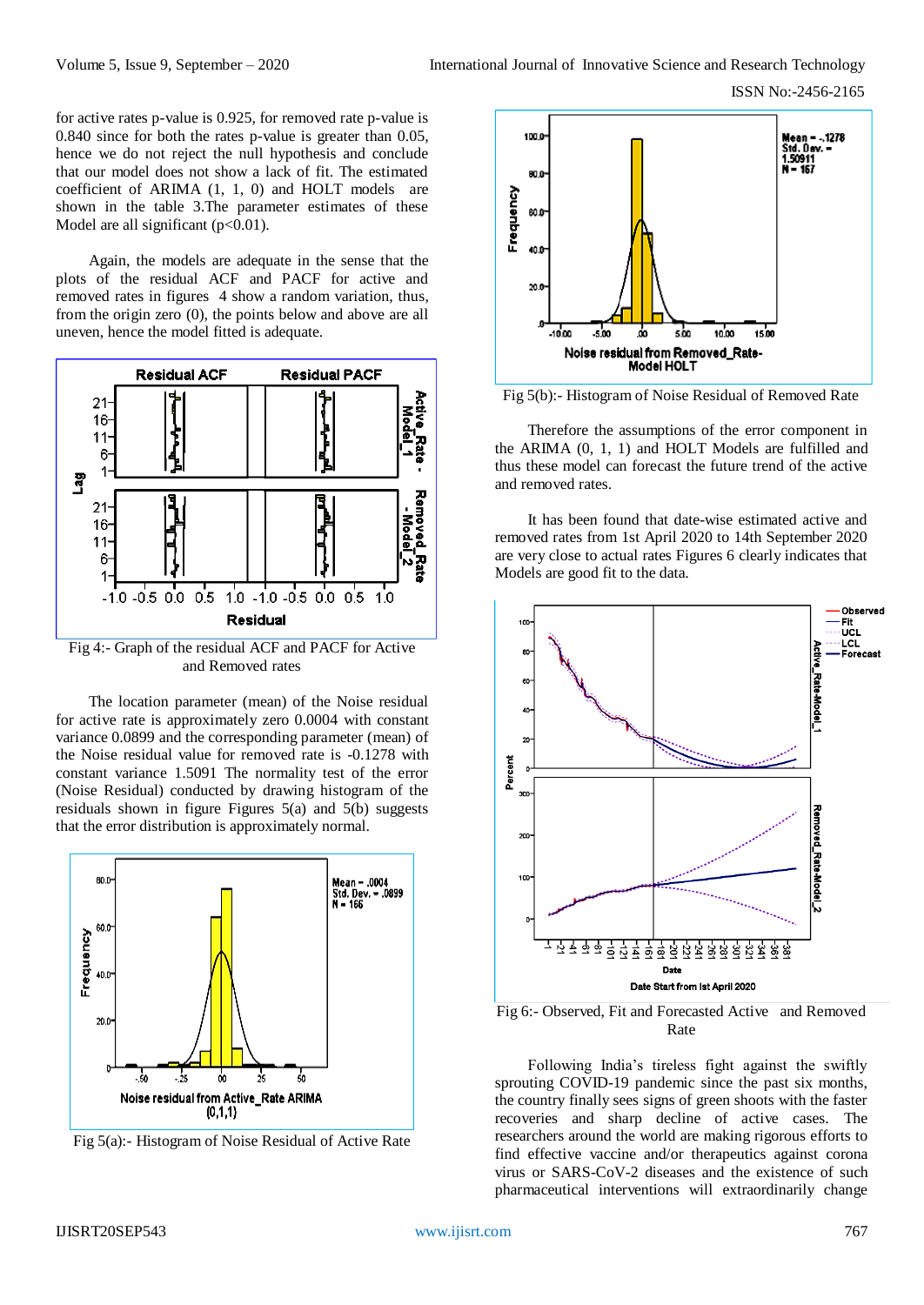for active rates p-value is 0.925, for removed rate p-value is 0.840 since for both the rates p-value is greater than 0.05, hence we do not reject the null hypothesis and conclude that our model does not show a lack of fit. The estimated coefficient of ARIMA (1, 1, 0) and HOLT models are shown in the table 3.The parameter estimates of these Model are all significant (p<0.01).

Again, the models are adequate in the sense that the plots of the residual ACF and PACF for active and removed rates in figures 4 show a random variation, thus, from the origin zero (0), the points below and above are all uneven, hence the model fitted is adequate.

Fig 4:- Graph of the residual ACF and PACF for Active and Removed rates

The location parameter (mean) of the Noise residual for active rate is approximately zero 0.0004 with constant variance 0.0899 and the corresponding parameter (mean) of the Noise residual value for removed rate is -0.1278 with constant variance 1.5091 The normality test of the error (Noise Residual) conducted by drawing histogram of the residuals shown in figure Figures 5(a) and 5(b) suggests that the error distribution is approximately normal.

Fig 5(a):- Histogram of Noise Residual of Active Rate

Fig 5(b):- Histogram of Noise Residual of Removed Rate

Therefore the assumptions of the error component in the ARIMA (0, 1, 1) and HOLT Models are fulfilled and thus these model can forecast the future trend of the active and removed rates.

It has been found that date-wise estimated active and removed rates from 1st April 2020 to 14th September 2020 are very close to actual rates Figures 6 clearly indicates that Models are good fit to the data.

Fig 6:- Observed, Fit and Forecasted Active and Removed Rate

Following India's tireless fight against the swiftly sprouting COVID-19 pandemic since the past six months, the country finally sees signs of green shoots with the faster recoveries and sharp decline of active cases. The researchers around the world are making rigorous efforts to find effective vaccine and/or therapeutics against corona virus or SARS-CoV-2 diseases and the existence of such pharmaceutical interventions will extraordinarily change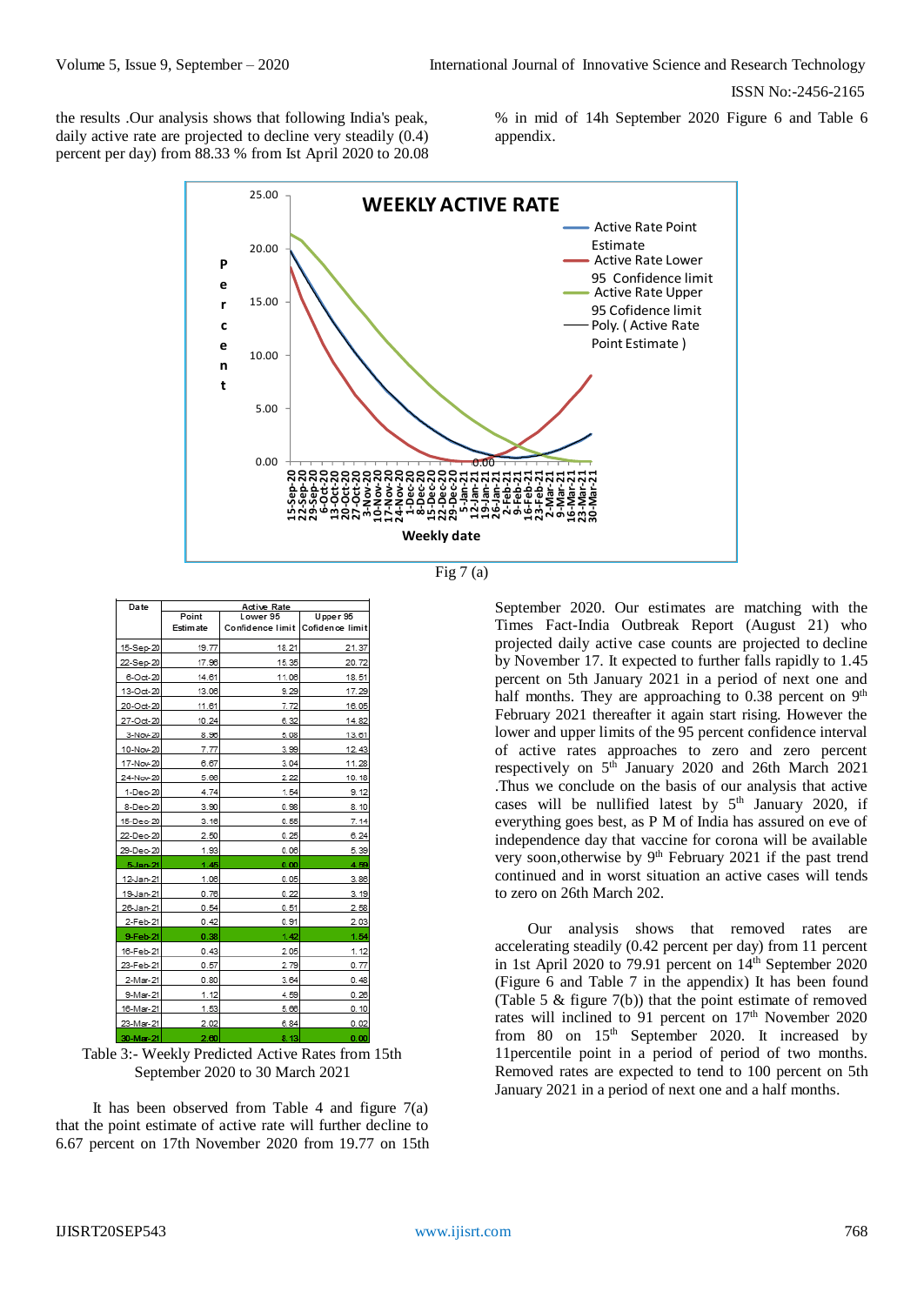the results .Our analysis shows that following India's peak, daily active rate are projected to decline very steadily (0.4) percent per day) from 88.33 % from Ist April 2020 to 20.08 % in mid of 14h September 2020 Figure 6 and Table 6 appendix.

Fig 7 (a)

| Date | Active Rate | | |
|---|---|---|---|
| | Point Estimate | Lower 95 Confidence limit | Upper 95 Cofidence limit |
| 15-Sep-20 | 19.77 | 18.21 | 21.37 |
| 22-Sep-20 | 17.96 | 15.35 | 20.72 |
| 6-Oct-20 | 14.61 | 11.06 | 18.51 |
| 13-Oct-20 | 13.06 | 9.29 | 17.29 |
| 20-Oct-20 | 11.61 | 7.72 | 16.05 |
| 27-Oct-20 | 10.24 | 6.32 | 14.82 |
| 3-Nov-20 | 8.96 | 5.08 | 13.61 |
| 10-Nov-20 | 7.77 | 3.99 | 12.43 |
| 17-Nov-20 | 6.67 | 3.04 | 11.28 |
| 24-Nov-20 | 5.66 | 2.22 | 10.18 |
| 1-Dec-20 | 4.74 | 1.54 | 9.12 |
| 8-Dec-20 | 3.90 | 0.98 | 8.10 |
| 15-Dec-20 | 3.16 | 0.55 | 7.14 |
| 22-Dec-20 | 2.50 | 0.25 | 6.24 |
| 29-Dec-20 | 1.93 | 0.06 | 5.39 |
| 5-Jan-21 | 1.45 | 0.00 | 4.59 |
| 12-Jan-21 | 1.06 | 0.05 | 3.86 |
| 19-Jan-21 | 0.76 | 0.22 | 3.19 |
| 26-Jan-21 | 0.54 | 0.51 | 2.58 |
| 2-Feb-21 | 0.42 | 0.91 | 2.03 |
| 9-Feb-21 | 0.38 | 1.42 | 1.54 |
| 16-Feb-21 | 0.43 | 2.05 | 1.12 |
| 23-Feb-21 | 0.57 | 2.79 | 0.77 |
| 2-Mar-21 | 0.80 | 3.64 | 0.48 |
| 9-Mar-21 | 1.12 | 4.59 | 0.26 |
| 16-Mar-21 | 1.53 | 5.66 | 0.10 |
| 23-Mar-21 | 2.02 | 6.84 | 0.02 |
| 30-Mar-21 | 2.60 | 8.13 | 0.00 |

Table 3:- Weekly Predicted Active Rates from 15th September 2020 to 30 March 2021

It has been observed from Table 4 and figure 7(a) that the point estimate of active rate will further decline to 6.67 percent on 17th November 2020 from 19.77 on 15th September 2020. Our estimates are matching with the Times Fact-India Outbreak Report (August 21) who projected daily active case counts are projected to decline by November 17. It expected to further falls rapidly to 1.45 percent on 5th January 2021 in a period of next one and half months. They are approaching to 0.38 percent on 9th February 2021 thereafter it again start rising. However the lower and upper limits of the 95 percent confidence interval of active rates approaches to zero and zero percent respectively on 5th January 2020 and 26th March 2021 .Thus we conclude on the basis of our analysis that active cases will be nullified latest by 5th January 2020, if everything goes best, as P M of India has assured on eve of independence day that vaccine for corona will be available very soon,otherwise by 9th February 2021 if the past trend continued and in worst situation an active cases will tends to zero on 26th March 202.

Our analysis shows that removed rates are accelerating steadily (0.42 percent per day) from 11 percent in 1st April 2020 to 79.91 percent on 14th September 2020 (Figure 6 and Table 7 in the appendix) It has been found (Table 5 & figure 7(b)) that the point estimate of removed rates will inclined to 91 percent on 17th November 2020 from 80 on 15th September 2020. It increased by 11percentile point in a period of period of two months. Removed rates are expected to tend to 100 percent on 5th January 2021 in a period of next one and a half months.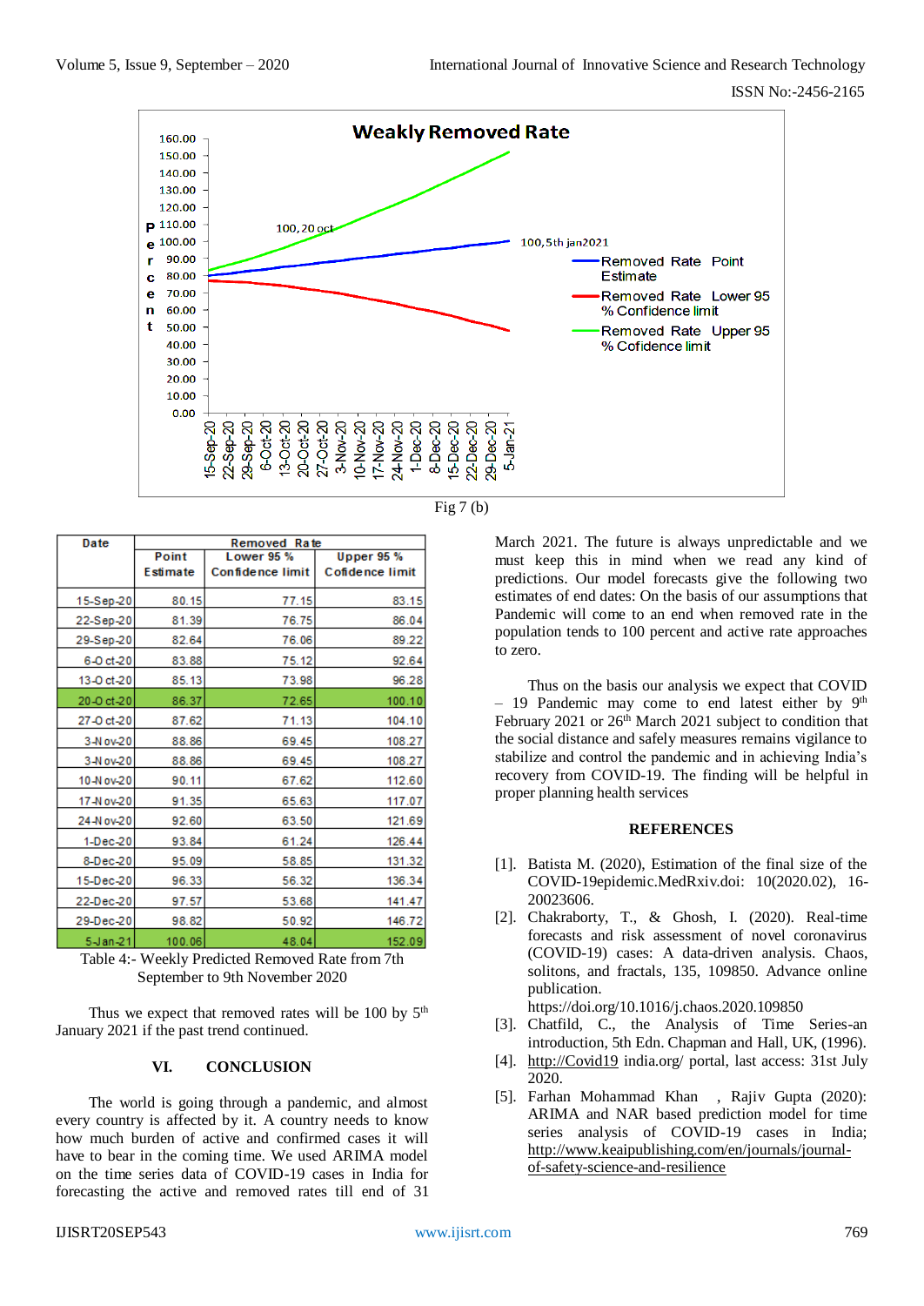Fig 7 (b)

| Date | Removed Rate | | |
|---|---|---|---|
| | Point Estimate | Lower 95 % Confidence limit | Upper 95 % Cofidence limit |
| 15-Sep-20 | 80.15 | 77.15 | 83.15 |
| 22-Sep-20 | 81.39 | 76.75 | 86.04 |
| 29-Sep-20 | 82.64 | 76.06 | 89.22 |
| 6-Oct-20 | 83.88 | 75.12 | 92.64 |
| 13-Oct-20 | 85.13 | 73.98 | 96.28 |
| 20-Oct-20 | 86.37 | 72.65 | 100.10 |
| 27-Oct-20 | 87.62 | 71.13 | 104.10 |
| 3-Nov-20 | 88.86 | 69.45 | 108.27 |
| 3-Nov-20 | 88.86 | 69.45 | 108.27 |
| 10-Nov-20 | 90.11 | 67.62 | 112.60 |
| 17-Nov-20 | 91.35 | 65.63 | 117.07 |
| 24-Nov-20 | 92.60 | 63.50 | 121.69 |
| 1-Dec-20 | 93.84 | 61.24 | 126.44 |
| 8-Dec-20 | 95.09 | 58.85 | 131.32 |
| 15-Dec-20 | 96.33 | 56.32 | 136.34 |
| 22-Dec-20 | 97.57 | 53.68 | 141.47 |
| 29-Dec-20 | 98.82 | 50.92 | 146.72 |
| 5-Jan-21 | 100.06 | 48.04 | 152.09 |

Table 4:- Weekly Predicted Removed Rate from 7th September to 9th November 2020

Thus we expect that removed rates will be 100 by 5[th] January 2021 if the past trend continued.

## VI. CONCLUSION

The world is going through a pandemic, and almost every country is affected by it. A country needs to know how much burden of active and confirmed cases it will have to bear in the coming time. We used ARIMA model on the time series data of COVID-19 cases in India for forecasting the active and removed rates till end of 31 March 2021. The future is always unpredictable and we must keep this in mind when we read any kind of predictions. Our model forecasts give the following two estimates of end dates: On the basis of our assumptions that Pandemic will come to an end when removed rate in the population tends to 100 percent and active rate approaches to zero.

Thus on the basis our analysis we expect that COVID – 19 Pandemic may come to end latest either by 9[th] February 2021 or 26[th] March 2021 subject to condition that the social distance and safely measures remains vigilance to stabilize and control the pandemic and in achieving India's recovery from COVID-19. The finding will be helpful in proper planning health services

## REFERENCES

[1]. Batista M. (2020), Estimation of the final size of the COVID-19epidemic.MedRxiv.doi: 10(2020.02), 16-20023606.

[2]. Chakraborty, T., & Ghosh, I. (2020). Real-time forecasts and risk assessment of novel coronavirus (COVID-19) cases: A data-driven analysis. Chaos, solitons, and fractals, 135, 109850. Advance online publication. https://doi.org/10.1016/j.chaos.2020.109850

[3]. Chatfild, C., the Analysis of Time Series-an introduction, 5th Edn. Chapman and Hall, UK, (1996).

[4]. http://Covid19 india.org/ portal, last access: 31st July 2020.

[5]. Farhan Mohammad Khan , Rajiv Gupta (2020): ARIMA and NAR based prediction model for time series analysis of COVID-19 cases in India; http://www.keaipublishing.com/en/journals/journal-of-safety-science-and-resilience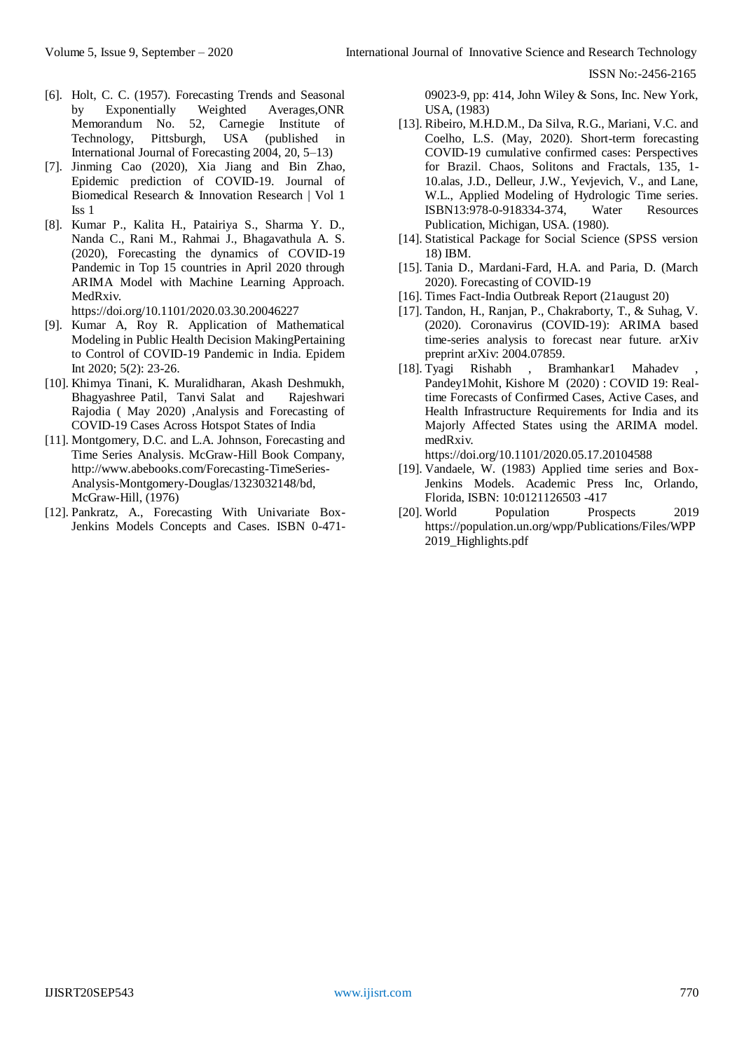[6]. Holt, C. C. (1957). Forecasting Trends and Seasonal by Exponentially Weighted Averages,ONR Memorandum No. 52, Carnegie Institute of Technology, Pittsburgh, USA (published in International Journal of Forecasting 2004, 20, 5–13)

[7]. Jinming Cao (2020), Xia Jiang and Bin Zhao, Epidemic prediction of COVID-19. Journal of Biomedical Research & Innovation Research | Vol 1 Iss 1

[8]. Kumar P., Kalita H., Patairiya S., Sharma Y. D., Nanda C., Rani M., Rahmai J., Bhagavathula A. S. (2020), Forecasting the dynamics of COVID-19 Pandemic in Top 15 countries in April 2020 through ARIMA Model with Machine Learning Approach. MedRxiv. https://doi.org/10.1101/2020.03.30.20046227

[9]. Kumar A, Roy R. Application of Mathematical Modeling in Public Health Decision MakingPertaining to Control of COVID-19 Pandemic in India. Epidem Int 2020; 5(2): 23-26.

[10]. Khimya Tinani, K. Muralidharan, Akash Deshmukh, Bhagyashree Patil, Tanvi Salat and Rajeshwari Rajodia ( May 2020) ,Analysis and Forecasting of COVID-19 Cases Across Hotspot States of India

[11]. Montgomery, D.C. and L.A. Johnson, Forecasting and Time Series Analysis. McGraw-Hill Book Company, http://www.abebooks.com/Forecasting-TimeSeries-Analysis-Montgomery-Douglas/1323032148/bd, McGraw-Hill, (1976)

[12]. Pankratz, A., Forecasting With Univariate Box-Jenkins Models Concepts and Cases. ISBN 0-471-09023-9, pp: 414, John Wiley & Sons, Inc. New York, USA, (1983)

[13]. Ribeiro, M.H.D.M., Da Silva, R.G., Mariani, V.C. and Coelho, L.S. (May, 2020). Short-term forecasting COVID-19 cumulative confirmed cases: Perspectives for Brazil. Chaos, Solitons and Fractals, 135, 1-10.alas, J.D., Delleur, J.W., Yevjevich, V., and Lane, W.L., Applied Modeling of Hydrologic Time series. ISBN13:978-0-918334-374, Water Resources Publication, Michigan, USA. (1980).

[14]. Statistical Package for Social Science (SPSS version 18) IBM.

[15]. Tania D., Mardani-Fard, H.A. and Paria, D. (March 2020). Forecasting of COVID-19

[16]. Times Fact-India Outbreak Report (21august 20)

[17]. Tandon, H., Ranjan, P., Chakraborty, T., & Suhag, V. (2020). Coronavirus (COVID-19): ARIMA based time-series analysis to forecast near future. arXiv preprint arXiv: 2004.07859.

[18]. Tyagi Rishabh , Bramhankar1 Mahadev , Pandey1Mohit, Kishore M (2020) : COVID 19: Real-time Forecasts of Confirmed Cases, Active Cases, and Health Infrastructure Requirements for India and its Majorly Affected States using the ARIMA model. medRxiv. https://doi.org/10.1101/2020.05.17.20104588

[19]. Vandaele, W. (1983) Applied time series and Box-Jenkins Models. Academic Press Inc, Orlando, Florida, ISBN: 10:0121126503 -417

[20]. World Population Prospects 2019 https://population.un.org/wpp/Publications/Files/WPP2019_Highlights.pdf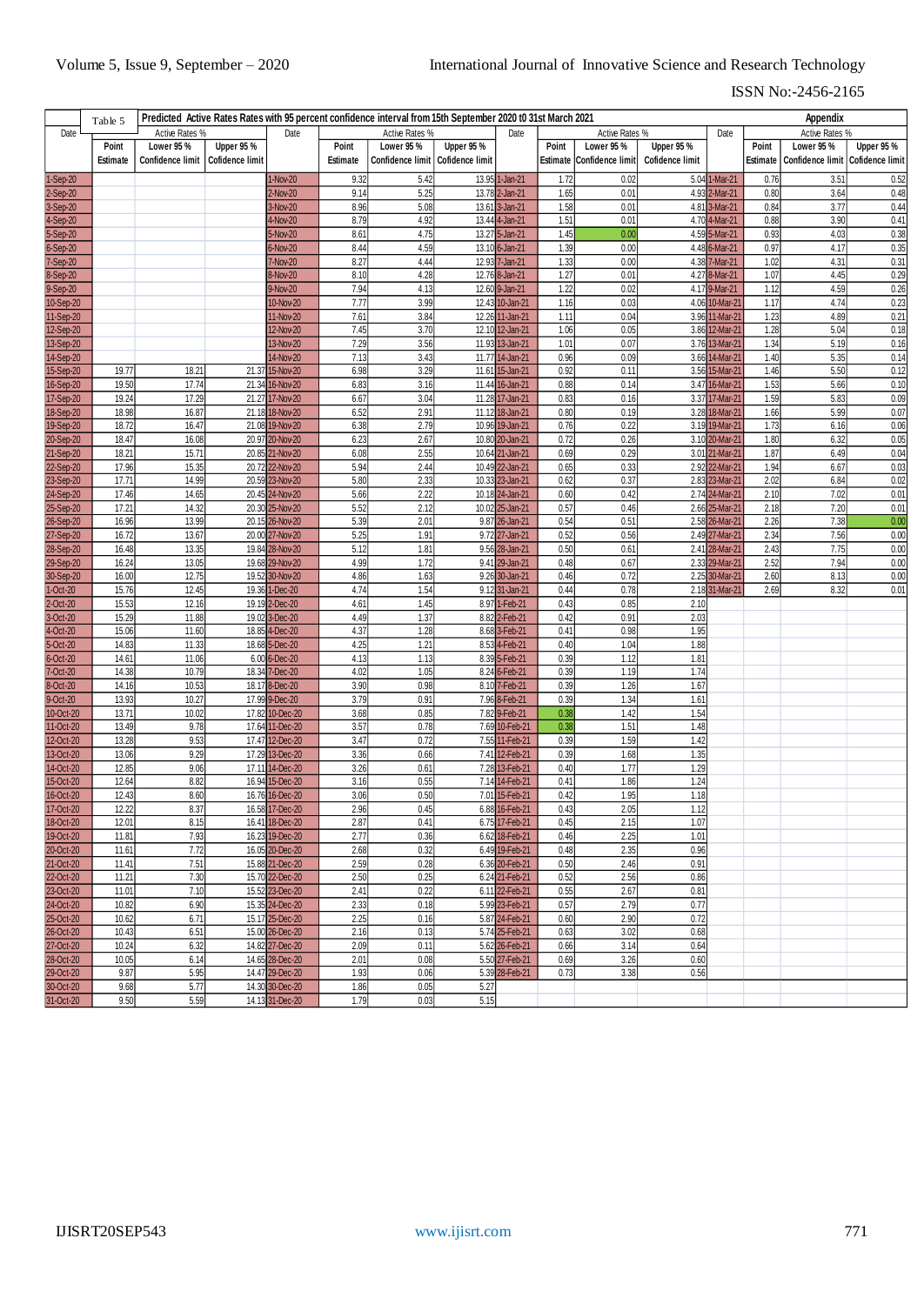| Table 5 | Predicted Active Rates Rates with 95 percent confidence interval from 15th September 2020 t0 31st March 2021 | | | | | | | | | | | | | | Appendix |
|---|---|---|---|---|---|---|---|---|---|---|---|---|---|---|---|
| Date | Active Rates % | | | Date | Active Rates % | | | Date | Active Rates % | | | Date | Active Rates % | | |
| | Point Estimate | Lower 95 % Confidence limit | Upper 95 % Cofidence limit | | Point Estimate | Lower 95 % Confidence limit | Upper 95 % Cofidence limit | | Point Estimate | Lower 95 % Confidence limit | Upper 95 % Cofidence limit | | Point Estimate | Lower 95 % Confidence limit | Upper 95 % Cofidence limit |
| 1-Sep-20 | | | | 1-Nov-20 | 9.32 | 5.42 | 13.95 | 1-Jan-21 | 1.72 | 0.02 | 5.04 | 1-Mar-21 | 0.76 | 3.51 | 0.52 |
| 2-Sep-20 | | | | 2-Nov-20 | 9.14 | 5.25 | 13.78 | 2-Jan-21 | 1.65 | 0.01 | 4.93 | 2-Mar-21 | 0.80 | 3.64 | 0.48 |
| 3-Sep-20 | | | | 3-Nov-20 | 8.96 | 5.08 | 13.61 | 3-Jan-21 | 1.58 | 0.01 | 4.81 | 3-Mar-21 | 0.84 | 3.77 | 0.44 |
| 4-Sep-20 | | | | 4-Nov-20 | 8.79 | 4.92 | 13.44 | 4-Jan-21 | 1.51 | 0.01 | 4.70 | 4-Mar-21 | 0.88 | 3.90 | 0.41 |
| 5-Sep-20 | | | | 5-Nov-20 | 8.61 | 4.75 | 13.27 | 5-Jan-21 | 1.45 | 0.00 | 4.59 | 5-Mar-21 | 0.93 | 4.03 | 0.38 |
| 6-Sep-20 | | | | 6-Nov-20 | 8.44 | 4.59 | 13.10 | 6-Jan-21 | 1.39 | 0.00 | 4.48 | 6-Mar-21 | 0.97 | 4.17 | 0.35 |
| 7-Sep-20 | | | | 7-Nov-20 | 8.27 | 4.44 | 12.93 | 7-Jan-21 | 1.33 | 0.00 | 4.38 | 7-Mar-21 | 1.02 | 4.31 | 0.31 |
| 8-Sep-20 | | | | 8-Nov-20 | 8.10 | 4.28 | 12.76 | 8-Jan-21 | 1.27 | 0.01 | 4.27 | 8-Mar-21 | 1.07 | 4.45 | 0.29 |
| 9-Sep-20 | | | | 9-Nov-20 | 7.94 | 4.13 | 12.60 | 9-Jan-21 | 1.22 | 0.02 | 4.17 | 9-Mar-21 | 1.12 | 4.59 | 0.26 |
| 10-Sep-20 | | | | 10-Nov-20 | 7.77 | 3.99 | 12.43 | 10-Jan-21 | 1.16 | 0.03 | 4.06 | 10-Mar-21 | 1.17 | 4.74 | 0.23 |
| 11-Sep-20 | | | | 11-Nov-20 | 7.61 | 3.84 | 12.26 | 11-Jan-21 | 1.11 | 0.04 | 3.96 | 11-Mar-21 | 1.23 | 4.89 | 0.21 |
| 12-Sep-20 | | | | 12-Nov-20 | 7.45 | 3.70 | 12.10 | 12-Jan-21 | 1.06 | 0.05 | 3.86 | 12-Mar-21 | 1.28 | 5.04 | 0.18 |
| 13-Sep-20 | | | | 13-Nov-20 | 7.29 | 3.56 | 11.93 | 13-Jan-21 | 1.01 | 0.07 | 3.76 | 13-Mar-21 | 1.34 | 5.19 | 0.16 |
| 14-Sep-20 | | | | 14-Nov-20 | 7.13 | 3.43 | 11.77 | 14-Jan-21 | 0.96 | 0.09 | 3.66 | 14-Mar-21 | 1.40 | 5.35 | 0.14 |
| 15-Sep-20 | 19.77 | 18.21 | 21.37 | 15-Nov-20 | 6.98 | 3.29 | 11.61 | 15-Jan-21 | 0.92 | 0.11 | 3.56 | 15-Mar-21 | 1.46 | 5.50 | 0.12 |
| 16-Sep-20 | 19.50 | 17.74 | 21.34 | 16-Nov-20 | 6.83 | 3.16 | 11.44 | 16-Jan-21 | 0.88 | 0.14 | 3.47 | 16-Mar-21 | 1.53 | 5.66 | 0.10 |
| 17-Sep-20 | 19.24 | 17.29 | 21.27 | 17-Nov-20 | 6.67 | 3.04 | 11.28 | 17-Jan-21 | 0.83 | 0.16 | 3.37 | 17-Mar-21 | 1.59 | 5.83 | 0.09 |
| 18-Sep-20 | 18.98 | 16.87 | 21.18 | 18-Nov-20 | 6.52 | 2.91 | 11.12 | 18-Jan-21 | 0.80 | 0.19 | 3.28 | 18-Mar-21 | 1.66 | 5.99 | 0.07 |
| 19-Sep-20 | 18.72 | 16.47 | 21.08 | 19-Nov-20 | 6.38 | 2.79 | 10.96 | 19-Jan-21 | 0.76 | 0.22 | 3.19 | 19-Mar-21 | 1.73 | 6.16 | 0.06 |
| 20-Sep-20 | 18.47 | 16.08 | 20.97 | 20-Nov-20 | 6.23 | 2.67 | 10.80 | 20-Jan-21 | 0.72 | 0.26 | 3.10 | 20-Mar-21 | 1.80 | 6.32 | 0.05 |
| 21-Sep-20 | 18.21 | 15.71 | 20.85 | 21-Nov-20 | 6.08 | 2.55 | 10.64 | 21-Jan-21 | 0.69 | 0.29 | 3.01 | 21-Mar-21 | 1.87 | 6.49 | 0.04 |
| 22-Sep-20 | 17.96 | 15.35 | 20.72 | 22-Nov-20 | 5.94 | 2.44 | 10.49 | 22-Jan-21 | 0.65 | 0.33 | 2.92 | 22-Mar-21 | 1.94 | 6.67 | 0.03 |
| 23-Sep-20 | 17.71 | 14.99 | 20.59 | 23-Nov-20 | 5.80 | 2.33 | 10.33 | 23-Jan-21 | 0.62 | 0.37 | 2.83 | 23-Mar-21 | 2.02 | 6.84 | 0.02 |
| 24-Sep-20 | 17.46 | 14.65 | 20.45 | 24-Nov-20 | 5.66 | 2.22 | 10.18 | 24-Jan-21 | 0.60 | 0.42 | 2.74 | 24-Mar-21 | 2.10 | 7.02 | 0.01 |
| 25-Sep-20 | 17.21 | 14.32 | 20.30 | 25-Nov-20 | 5.52 | 2.12 | 10.02 | 25-Jan-21 | 0.57 | 0.46 | 2.66 | 25-Mar-21 | 2.18 | 7.20 | 0.01 |
| 26-Sep-20 | 16.96 | 13.99 | 20.15 | 26-Nov-20 | 5.39 | 2.01 | 9.87 | 26-Jan-21 | 0.54 | 0.51 | 2.58 | 26-Mar-21 | 2.26 | 7.38 | 0.00 |
| 27-Sep-20 | 16.72 | 13.67 | 20.00 | 27-Nov-20 | 5.25 | 1.91 | 9.72 | 27-Jan-21 | 0.52 | 0.56 | 2.49 | 27-Mar-21 | 2.34 | 7.56 | 0.00 |
| 28-Sep-20 | 16.48 | 13.35 | 19.84 | 28-Nov-20 | 5.12 | 1.81 | 9.56 | 28-Jan-21 | 0.50 | 0.61 | 2.41 | 28-Mar-21 | 2.43 | 7.75 | 0.00 |
| 29-Sep-20 | 16.24 | 13.05 | 19.68 | 29-Nov-20 | 4.99 | 1.72 | 9.41 | 29-Jan-21 | 0.48 | 0.67 | 2.33 | 29-Mar-21 | 2.52 | 7.94 | 0.00 |
| 30-Sep-20 | 16.00 | 12.75 | 19.52 | 30-Nov-20 | 4.86 | 1.63 | 9.26 | 30-Jan-21 | 0.46 | 0.72 | 2.25 | 30-Mar-21 | 2.60 | 8.13 | 0.00 |
| 1-Oct-20 | 15.76 | 12.45 | 19.36 | 1-Dec-20 | 4.74 | 1.54 | 9.12 | 31-Jan-21 | 0.44 | 0.78 | 2.18 | 31-Mar-21 | 2.69 | 8.32 | 0.01 |
| 2-Oct-20 | 15.53 | 12.16 | 19.19 | 2-Dec-20 | 4.61 | 1.45 | 8.97 | 1-Feb-21 | 0.43 | 0.85 | 2.10 | | | | |
| 3-Oct-20 | 15.29 | 11.88 | 19.02 | 3-Dec-20 | 4.49 | 1.37 | 8.82 | 2-Feb-21 | 0.42 | 0.91 | 2.03 | | | | |
| 4-Oct-20 | 15.06 | 11.60 | 18.85 | 4-Dec-20 | 4.37 | 1.28 | 8.68 | 3-Feb-21 | 0.41 | 0.98 | 1.95 | | | | |
| 5-Oct-20 | 14.83 | 11.33 | 18.68 | 5-Dec-20 | 4.25 | 1.21 | 8.53 | 4-Feb-21 | 0.40 | 1.04 | 1.88 | | | | |
| 6-Oct-20 | 14.61 | 11.06 | 6.00 | 6-Dec-20 | 4.13 | 1.13 | 8.39 | 5-Feb-21 | 0.39 | 1.12 | 1.81 | | | | |
| 7-Oct-20 | 14.38 | 10.79 | 18.34 | 7-Dec-20 | 4.02 | 1.05 | 8.24 | 6-Feb-21 | 0.39 | 1.19 | 1.74 | | | | |
| 8-Oct-20 | 14.16 | 10.53 | 18.17 | 8-Dec-20 | 3.90 | 0.98 | 8.10 | 7-Feb-21 | 0.39 | 1.26 | 1.67 | | | | |
| 9-Oct-20 | 13.93 | 10.27 | 17.99 | 9-Dec-20 | 3.79 | 0.91 | 7.96 | 8-Feb-21 | 0.39 | 1.34 | 1.61 | | | | |
| 10-Oct-20 | 13.71 | 10.02 | 17.82 | 10-Dec-20 | 3.68 | 0.85 | 7.82 | 9-Feb-21 | 0.38 | 1.42 | 1.54 | | | | |
| 11-Oct-20 | 13.49 | 9.78 | 17.64 | 11-Dec-20 | 3.57 | 0.78 | 7.69 | 10-Feb-21 | 0.38 | 1.51 | 1.48 | | | | |
| 12-Oct-20 | 13.28 | 9.53 | 17.47 | 12-Dec-20 | 3.47 | 0.72 | 7.55 | 11-Feb-21 | 0.39 | 1.59 | 1.42 | | | | |
| 13-Oct-20 | 13.06 | 9.29 | 17.29 | 13-Dec-20 | 3.36 | 0.66 | 7.41 | 12-Feb-21 | 0.39 | 1.68 | 1.35 | | | | |
| 14-Oct-20 | 12.85 | 9.06 | 17.11 | 14-Dec-20 | 3.26 | 0.61 | 7.28 | 13-Feb-21 | 0.40 | 1.77 | 1.29 | | | | |
| 15-Oct-20 | 12.64 | 8.82 | 16.94 | 15-Dec-20 | 3.16 | 0.55 | 7.14 | 14-Feb-21 | 0.41 | 1.86 | 1.24 | | | | |
| 16-Oct-20 | 12.43 | 8.60 | 16.76 | 16-Dec-20 | 3.06 | 0.50 | 7.01 | 15-Feb-21 | 0.42 | 1.95 | 1.18 | | | | |
| 17-Oct-20 | 12.22 | 8.37 | 16.58 | 17-Dec-20 | 2.96 | 0.45 | 6.88 | 16-Feb-21 | 0.43 | 2.05 | 1.12 | | | | |
| 18-Oct-20 | 12.01 | 8.15 | 16.41 | 18-Dec-20 | 2.87 | 0.41 | 6.75 | 17-Feb-21 | 0.45 | 2.15 | 1.07 | | | | |
| 19-Oct-20 | 11.81 | 7.93 | 16.23 | 19-Dec-20 | 2.77 | 0.36 | 6.62 | 18-Feb-21 | 0.46 | 2.25 | 1.01 | | | | |
| 20-Oct-20 | 11.61 | 7.72 | 16.05 | 20-Dec-20 | 2.68 | 0.32 | 6.49 | 19-Feb-21 | 0.48 | 2.35 | 0.96 | | | | |
| 21-Oct-20 | 11.41 | 7.51 | 15.88 | 21-Dec-20 | 2.59 | 0.28 | 6.36 | 20-Feb-21 | 0.50 | 2.46 | 0.91 | | | | |
| 22-Oct-20 | 11.21 | 7.30 | 15.70 | 22-Dec-20 | 2.50 | 0.25 | 6.24 | 21-Feb-21 | 0.52 | 2.56 | 0.86 | | | | |
| 23-Oct-20 | 11.01 | 7.10 | 15.52 | 23-Dec-20 | 2.41 | 0.22 | 6.11 | 22-Feb-21 | 0.55 | 2.67 | 0.81 | | | | |
| 24-Oct-20 | 10.82 | 6.90 | 15.35 | 24-Dec-20 | 2.33 | 0.18 | 5.99 | 23-Feb-21 | 0.57 | 2.79 | 0.77 | | | | |
| 25-Oct-20 | 10.62 | 6.71 | 15.17 | 25-Dec-20 | 2.25 | 0.16 | 5.87 | 24-Feb-21 | 0.60 | 2.90 | 0.72 | | | | |
| 26-Oct-20 | 10.43 | 6.51 | 15.00 | 26-Dec-20 | 2.16 | 0.13 | 5.74 | 25-Feb-21 | 0.63 | 3.02 | 0.68 | | | | |
| 27-Oct-20 | 10.24 | 6.32 | 14.82 | 27-Dec-20 | 2.09 | 0.11 | 5.62 | 26-Feb-21 | 0.66 | 3.14 | 0.64 | | | | |
| 28-Oct-20 | 10.05 | 6.14 | 14.65 | 28-Dec-20 | 2.01 | 0.08 | 5.50 | 27-Feb-21 | 0.69 | 3.26 | 0.60 | | | | |
| 29-Oct-20 | 9.87 | 5.95 | 14.47 | 29-Dec-20 | 1.93 | 0.06 | 5.39 | 28-Feb-21 | 0.73 | 3.38 | 0.56 | | | | |
| 30-Oct-20 | 9.68 | 5.77 | 14.30 | 30-Dec-20 | 1.86 | 0.05 | 5.27 | | | | | | | | |
| 31-Oct-20 | 9.50 | 5.59 | 14.13 | 31-Dec-20 | 1.79 | 0.03 | 5.15 | | | | | | | | |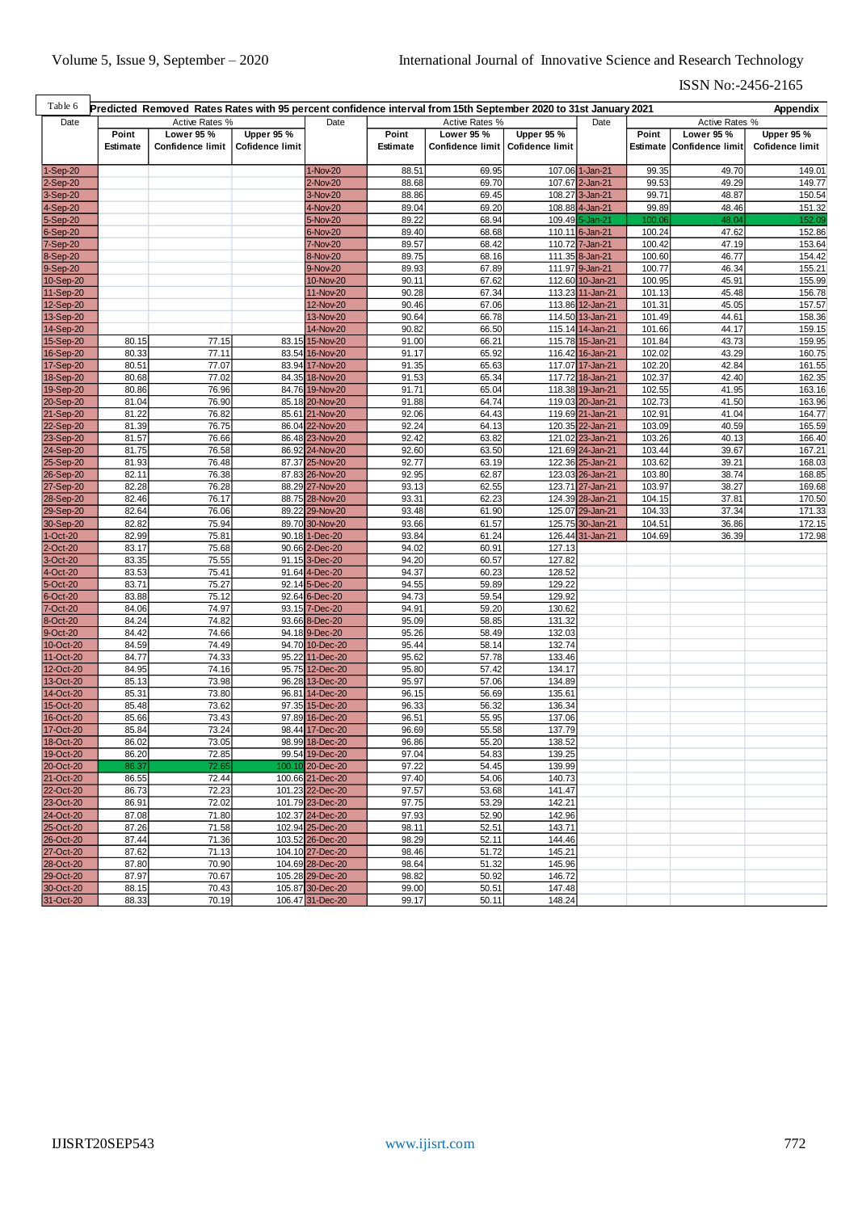Table 6 Predicted Removed Rates Rates with 95 percent confidence interval from 15th September 2020 to 31st January 2021 **Appendix**

| Date | Active Rates % | | | Date | Active Rates % | | | Date | Active Rates % | | |
|---|---|---|---|---|---|---|---|---|---|---|---|
| | Point Estimate | Lower 95 % Confidence limit | Upper 95 % Cofidence limit | | Point Estimate | Lower 95 % Confidence limit | Upper 95 % Cofidence limit | | Point Estimate | Lower 95 % Confidence limit | Upper 95 % Cofidence limit |
| 1-Sep-20 | | | | 1-Nov-20 | 88.51 | 69.95 | 107.06 | 1-Jan-21 | 99.35 | 49.70 | 149.01 |
| 2-Sep-20 | | | | 2-Nov-20 | 88.68 | 69.70 | 107.67 | 2-Jan-21 | 99.53 | 49.29 | 149.77 |
| 3-Sep-20 | | | | 3-Nov-20 | 88.86 | 69.45 | 108.27 | 3-Jan-21 | 99.71 | 48.87 | 150.54 |
| 4-Sep-20 | | | | 4-Nov-20 | 89.04 | 69.20 | 108.88 | 4-Jan-21 | 99.89 | 48.46 | 151.32 |
| 5-Sep-20 | | | | 5-Nov-20 | 89.22 | 68.94 | 109.49 | 5-Jan-21 | 100.06 | 48.04 | 152.09 |
| 6-Sep-20 | | | | 6-Nov-20 | 89.40 | 68.68 | 110.11 | 6-Jan-21 | 100.24 | 47.62 | 152.86 |
| 7-Sep-20 | | | | 7-Nov-20 | 89.57 | 68.42 | 110.72 | 7-Jan-21 | 100.42 | 47.19 | 153.64 |
| 8-Sep-20 | | | | 8-Nov-20 | 89.75 | 68.16 | 111.35 | 8-Jan-21 | 100.60 | 46.77 | 154.42 |
| 9-Sep-20 | | | | 9-Nov-20 | 89.93 | 67.89 | 111.97 | 9-Jan-21 | 100.77 | 46.34 | 155.21 |
| 10-Sep-20 | | | | 10-Nov-20 | 90.11 | 67.62 | 112.60 | 10-Jan-21 | 100.95 | 45.91 | 155.99 |
| 11-Sep-20 | | | | 11-Nov-20 | 90.28 | 67.34 | 113.23 | 11-Jan-21 | 101.13 | 45.48 | 156.78 |
| 12-Sep-20 | | | | 12-Nov-20 | 90.46 | 67.06 | 113.86 | 12-Jan-21 | 101.31 | 45.05 | 157.57 |
| 13-Sep-20 | | | | 13-Nov-20 | 90.64 | 66.78 | 114.50 | 13-Jan-21 | 101.49 | 44.61 | 158.36 |
| 14-Sep-20 | | | | 14-Nov-20 | 90.82 | 66.50 | 115.14 | 14-Jan-21 | 101.66 | 44.17 | 159.15 |
| 15-Sep-20 | 80.15 | 77.15 | 83.15 | 15-Nov-20 | 91.00 | 66.21 | 115.78 | 15-Jan-21 | 101.84 | 43.73 | 159.95 |
| 16-Sep-20 | 80.33 | 77.11 | 83.54 | 16-Nov-20 | 91.17 | 65.92 | 116.42 | 16-Jan-21 | 102.02 | 43.29 | 160.75 |
| 17-Sep-20 | 80.51 | 77.07 | 83.94 | 17-Nov-20 | 91.35 | 65.63 | 117.07 | 17-Jan-21 | 102.20 | 42.84 | 161.55 |
| 18-Sep-20 | 80.68 | 77.02 | 84.35 | 18-Nov-20 | 91.53 | 65.34 | 117.72 | 18-Jan-21 | 102.37 | 42.40 | 162.35 |
| 19-Sep-20 | 80.86 | 76.96 | 84.76 | 19-Nov-20 | 91.71 | 65.04 | 118.38 | 19-Jan-21 | 102.55 | 41.95 | 163.16 |
| 20-Sep-20 | 81.04 | 76.90 | 85.18 | 20-Nov-20 | 91.88 | 64.74 | 119.03 | 20-Jan-21 | 102.73 | 41.50 | 163.96 |
| 21-Sep-20 | 81.22 | 76.82 | 85.61 | 21-Nov-20 | 92.06 | 64.43 | 119.69 | 21-Jan-21 | 102.91 | 41.04 | 164.77 |
| 22-Sep-20 | 81.39 | 76.75 | 86.04 | 22-Nov-20 | 92.24 | 64.13 | 120.35 | 22-Jan-21 | 103.09 | 40.59 | 165.59 |
| 23-Sep-20 | 81.57 | 76.66 | 86.48 | 23-Nov-20 | 92.42 | 63.82 | 121.02 | 23-Jan-21 | 103.26 | 40.13 | 166.40 |
| 24-Sep-20 | 81.75 | 76.58 | 86.92 | 24-Nov-20 | 92.60 | 63.50 | 121.69 | 24-Jan-21 | 103.44 | 39.67 | 167.21 |
| 25-Sep-20 | 81.93 | 76.48 | 87.37 | 25-Nov-20 | 92.77 | 63.19 | 122.36 | 25-Jan-21 | 103.62 | 39.21 | 168.03 |
| 26-Sep-20 | 82.11 | 76.38 | 87.83 | 26-Nov-20 | 92.95 | 62.87 | 123.03 | 26-Jan-21 | 103.80 | 38.74 | 168.85 |
| 27-Sep-20 | 82.28 | 76.28 | 88.29 | 27-Nov-20 | 93.13 | 62.55 | 123.71 | 27-Jan-21 | 103.97 | 38.27 | 169.68 |
| 28-Sep-20 | 82.46 | 76.17 | 88.75 | 28-Nov-20 | 93.31 | 62.23 | 124.39 | 28-Jan-21 | 104.15 | 37.81 | 170.50 |
| 29-Sep-20 | 82.64 | 76.06 | 89.22 | 29-Nov-20 | 93.48 | 61.90 | 125.07 | 29-Jan-21 | 104.33 | 37.34 | 171.33 |
| 30-Sep-20 | 82.82 | 75.94 | 89.70 | 30-Nov-20 | 93.66 | 61.57 | 125.75 | 30-Jan-21 | 104.51 | 36.86 | 172.15 |
| 1-Oct-20 | 82.99 | 75.81 | 90.18 | 1-Dec-20 | 93.84 | 61.24 | 126.44 | 31-Jan-21 | 104.69 | 36.39 | 172.98 |
| 2-Oct-20 | 83.17 | 75.68 | 90.66 | 2-Dec-20 | 94.02 | 60.91 | 127.13 | | | | |
| 3-Oct-20 | 83.35 | 75.55 | 91.15 | 3-Dec-20 | 94.20 | 60.57 | 127.82 | | | | |
| 4-Oct-20 | 83.53 | 75.41 | 91.64 | 4-Dec-20 | 94.37 | 60.23 | 128.52 | | | | |
| 5-Oct-20 | 83.71 | 75.27 | 92.14 | 5-Dec-20 | 94.55 | 59.89 | 129.22 | | | | |
| 6-Oct-20 | 83.88 | 75.12 | 92.64 | 6-Dec-20 | 94.73 | 59.54 | 129.92 | | | | |
| 7-Oct-20 | 84.06 | 74.97 | 93.15 | 7-Dec-20 | 94.91 | 59.20 | 130.62 | | | | |
| 8-Oct-20 | 84.24 | 74.82 | 93.66 | 8-Dec-20 | 95.09 | 58.85 | 131.32 | | | | |
| 9-Oct-20 | 84.42 | 74.66 | 94.18 | 9-Dec-20 | 95.26 | 58.49 | 132.03 | | | | |
| 10-Oct-20 | 84.59 | 74.49 | 94.70 | 10-Dec-20 | 95.44 | 58.14 | 132.74 | | | | |
| 11-Oct-20 | 84.77 | 74.33 | 95.22 | 11-Dec-20 | 95.62 | 57.78 | 133.46 | | | | |
| 12-Oct-20 | 84.95 | 74.16 | 95.75 | 12-Dec-20 | 95.80 | 57.42 | 134.17 | | | | |
| 13-Oct-20 | 85.13 | 73.98 | 96.28 | 13-Dec-20 | 95.97 | 57.06 | 134.89 | | | | |
| 14-Oct-20 | 85.31 | 73.80 | 96.81 | 14-Dec-20 | 96.15 | 56.69 | 135.61 | | | | |
| 15-Oct-20 | 85.48 | 73.62 | 97.35 | 15-Dec-20 | 96.33 | 56.32 | 136.34 | | | | |
| 16-Oct-20 | 85.66 | 73.43 | 97.89 | 16-Dec-20 | 96.51 | 55.95 | 137.06 | | | | |
| 17-Oct-20 | 85.84 | 73.24 | 98.44 | 17-Dec-20 | 96.69 | 55.58 | 137.79 | | | | |
| 18-Oct-20 | 86.02 | 73.05 | 98.99 | 18-Dec-20 | 96.86 | 55.20 | 138.52 | | | | |
| 19-Oct-20 | 86.20 | 72.85 | 99.54 | 19-Dec-20 | 97.04 | 54.83 | 139.25 | | | | |
| 20-Oct-20 | 86.37 | 72.65 | 100.10 | 20-Dec-20 | 97.22 | 54.45 | 139.99 | | | | |
| 21-Oct-20 | 86.55 | 72.44 | 100.66 | 21-Dec-20 | 97.40 | 54.06 | 140.73 | | | | |
| 22-Oct-20 | 86.73 | 72.23 | 101.23 | 22-Dec-20 | 97.57 | 53.68 | 141.47 | | | | |
| 23-Oct-20 | 86.91 | 72.02 | 101.79 | 23-Dec-20 | 97.75 | 53.29 | 142.21 | | | | |
| 24-Oct-20 | 87.08 | 71.80 | 102.37 | 24-Dec-20 | 97.93 | 52.90 | 142.96 | | | | |
| 25-Oct-20 | 87.26 | 71.58 | 102.94 | 25-Dec-20 | 98.11 | 52.51 | 143.71 | | | | |
| 26-Oct-20 | 87.44 | 71.36 | 103.52 | 26-Dec-20 | 98.29 | 52.11 | 144.46 | | | | |
| 27-Oct-20 | 87.62 | 71.13 | 104.10 | 27-Dec-20 | 98.46 | 51.72 | 145.21 | | | | |
| 28-Oct-20 | 87.80 | 70.90 | 104.69 | 28-Dec-20 | 98.64 | 51.32 | 145.96 | | | | |
| 29-Oct-20 | 87.97 | 70.67 | 105.28 | 29-Dec-20 | 98.82 | 50.92 | 146.72 | | | | |
| 30-Oct-20 | 88.15 | 70.43 | 105.87 | 30-Dec-20 | 99.00 | 50.51 | 147.48 | | | | |
| 31-Oct-20 | 88.33 | 70.19 | 106.47 | 31-Dec-20 | 99.17 | 50.11 | 148.24 | | | | |